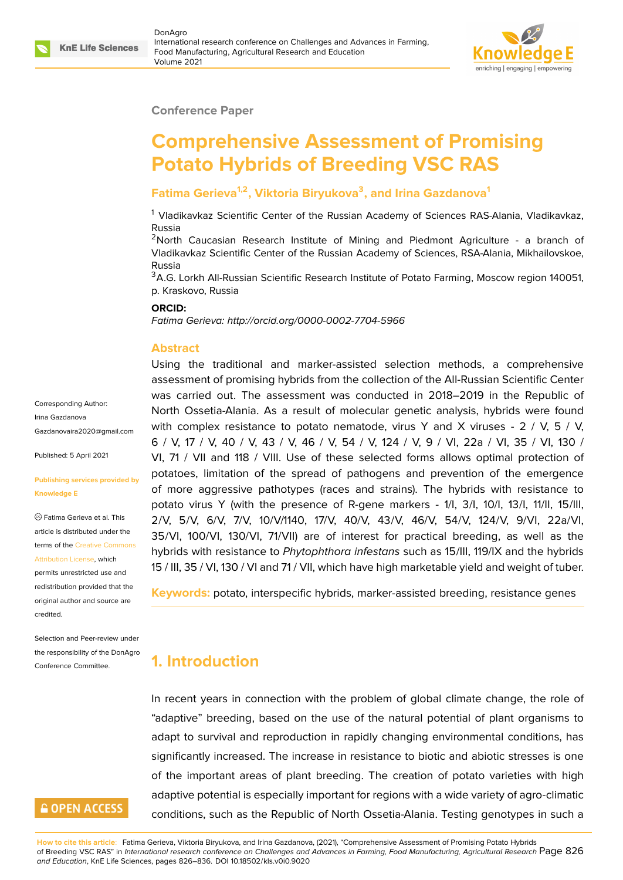Conference Paper

# Comprehensive Assessment of Promising Potato Hybrids of Breeding VSC RAS

**Fatima Gerieva**[1,2], **Viktoria Biryukova**[3], **and Irina Gazdanova**[1]

[1] Vladikavkaz Scientific Center of the Russian Academy of Sciences RAS-Alania, Vladikavkaz, Russia

[2] North Caucasian Research Institute of Mining and Piedmont Agriculture - a branch of Vladikavkaz Scientific Center of the Russian Academy of Sciences, RSA-Alania, Mikhailovskoe, Russia

[3] A.G. Lorkh All-Russian Scientific Research Institute of Potato Farming, Moscow region 140051, p. Kraskovo, Russia

**ORCID:**

*Fatima Gerieva: http://orcid.org/0000-0002-7704-5966*

Corresponding Author: Irina Gazdanova Gazdanovaira2020@gmail.com

Published: 5 April 2021

Publishing services provided by Knowledge E

Fatima Gerieva et al. This article is distributed under the terms of the Creative Commons Attribution License, which permits unrestricted use and redistribution provided that the original author and source are credited.

Selection and Peer-review under the responsibility of the DonAgro Conference Committee.

## Abstract

Using the traditional and marker-assisted selection methods, a comprehensive assessment of promising hybrids from the collection of the All-Russian Scientific Center was carried out. The assessment was conducted in 2018–2019 in the Republic of North Ossetia-Alania. As a result of molecular genetic analysis, hybrids were found with complex resistance to potato nematode, virus Y and X viruses - 2 / V, 5 / V, 6 / V, 17 / V, 40 / V, 43 / V, 46 / V, 54 / V, 124 / V, 9 / VI, 22a / VI, 35 / VI, 130 / VI, 71 / VII and 118 / VIII. Use of these selected forms allows optimal protection of potatoes, limitation of the spread of pathogens and prevention of the emergence of more aggressive pathotypes (races and strains). The hybrids with resistance to potato virus Y (with the presence of R-gene markers - 1/I, 3/I, 10/I, 13/I, 11/II, 15/III, 2/V, 5/V, 6/V, 7/V, 10/V/1140, 17/V, 40/V, 43/V, 46/V, 54/V, 124/V, 9/VI, 22a/VI, 35/VI, 100/VI, 130/VI, 71/VII) are of interest for practical breeding, as well as the hybrids with resistance to *Phytophthora infestans* such as 15/III, 119/IX and the hybrids 15 / III, 35 / VI, 130 / VI and 71 / VII, which have high marketable yield and weight of tuber.

**Keywords:** potato, interspecific hybrids, marker-assisted breeding, resistance genes

## 1. Introduction

In recent years in connection with the problem of global climate change, the role of "adaptive" breeding, based on the use of the natural potential of plant organisms to adapt to survival and reproduction in rapidly changing environmental conditions, has significantly increased. The increase in resistance to biotic and abiotic stresses is one of the important areas of plant breeding. The creation of potato varieties with high adaptive potential is especially important for regions with a wide variety of agro-climatic conditions, such as the Republic of North Ossetia-Alania. Testing genotypes in such a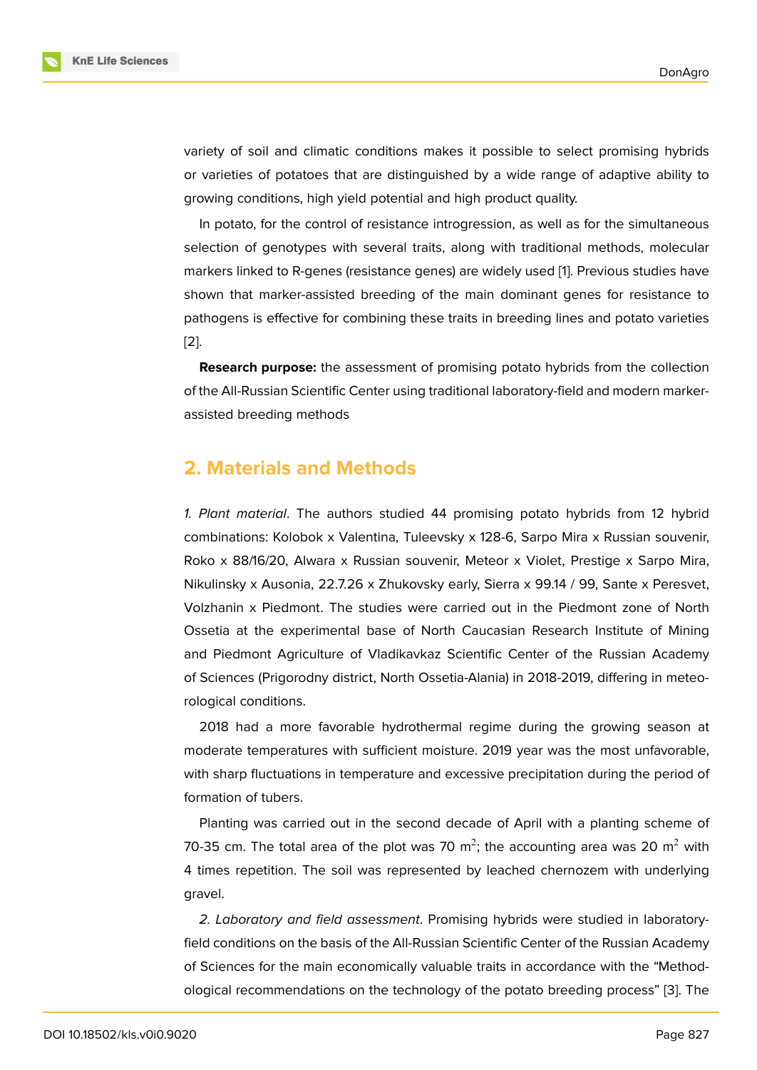variety of soil and climatic conditions makes it possible to select promising hybrids or varieties of potatoes that are distinguished by a wide range of adaptive ability to growing conditions, high yield potential and high product quality.

In potato, for the control of resistance introgression, as well as for the simultaneous selection of genotypes with several traits, along with traditional methods, molecular markers linked to R-genes (resistance genes) are widely used [1]. Previous studies have shown that marker-assisted breeding of the main dominant genes for resistance to pathogens is effective for combining these traits in breeding lines and potato varieties [2].

**Research purpose:** the assessment of promising potato hybrids from the collection of the All-Russian Scientific Center using traditional laboratory-field and modern marker-assisted breeding methods

## 2. Materials and Methods

*1. Plant material*. The authors studied 44 promising potato hybrids from 12 hybrid combinations: Kolobok x Valentina, Tuleevsky x 128-6, Sarpo Mira x Russian souvenir, Roko x 88/16/20, Alwara x Russian souvenir, Meteor x Violet, Prestige x Sarpo Mira, Nikulinsky x Ausonia, 22.7.26 x Zhukovsky early, Sierra x 99.14 / 99, Sante x Peresvet, Volzhanin x Piedmont. The studies were carried out in the Piedmont zone of North Ossetia at the experimental base of North Caucasian Research Institute of Mining and Piedmont Agriculture of Vladikavkaz Scientific Center of the Russian Academy of Sciences (Prigorodny district, North Ossetia-Alania) in 2018-2019, differing in meteorological conditions.

2018 had a more favorable hydrothermal regime during the growing season at moderate temperatures with sufficient moisture. 2019 year was the most unfavorable, with sharp fluctuations in temperature and excessive precipitation during the period of formation of tubers.

Planting was carried out in the second decade of April with a planting scheme of 70-35 cm. The total area of the plot was 70 m$^2$; the accounting area was 20 m$^2$ with 4 times repetition. The soil was represented by leached chernozem with underlying gravel.

*2. Laboratory and field assessment*. Promising hybrids were studied in laboratory-field conditions on the basis of the All-Russian Scientific Center of the Russian Academy of Sciences for the main economically valuable traits in accordance with the "Methodological recommendations on the technology of the potato breeding process" [3]. The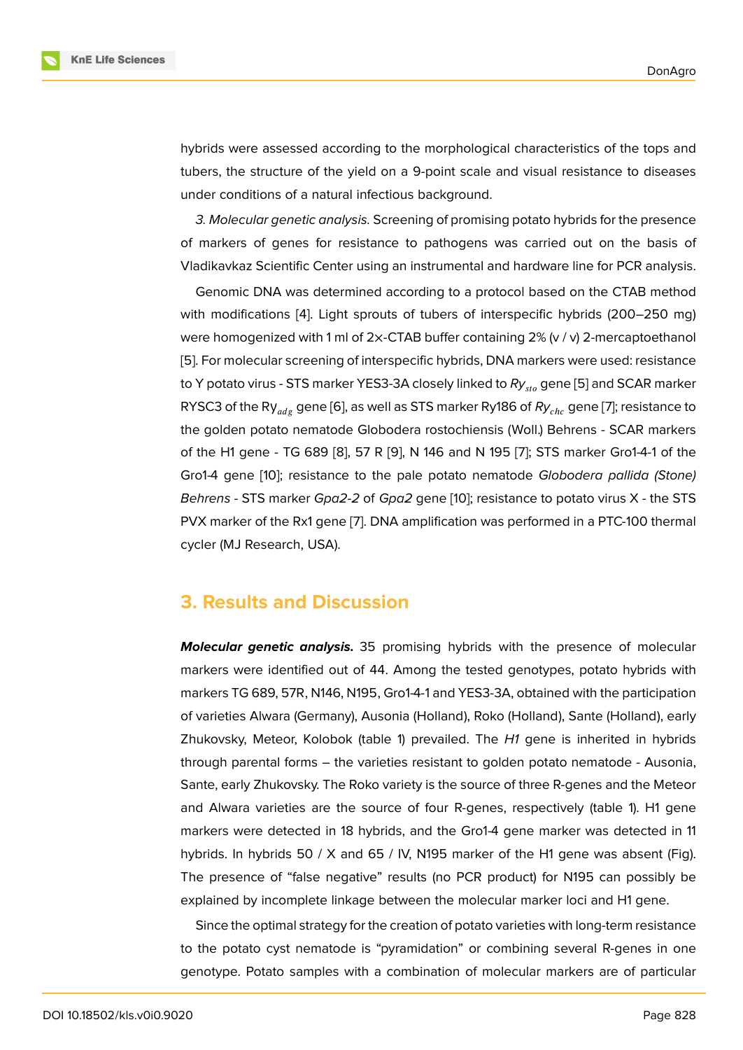hybrids were assessed according to the morphological characteristics of the tops and tubers, the structure of the yield on a 9-point scale and visual resistance to diseases under conditions of a natural infectious background.

*3. Molecular genetic analysis.* Screening of promising potato hybrids for the presence of markers of genes for resistance to pathogens was carried out on the basis of Vladikavkaz Scientific Center using an instrumental and hardware line for PCR analysis.

Genomic DNA was determined according to a protocol based on the CTAB method with modifications [4]. Light sprouts of tubers of interspecific hybrids (200–250 mg) were homogenized with 1 ml of 2×-CTAB buffer containing 2% (v / v) 2-mercaptoethanol [5]. For molecular screening of interspecific hybrids, DNA markers were used: resistance to Y potato virus - STS marker YES3-3A closely linked to $Ry_{sto}$ gene [5] and SCAR marker RYSC3 of the $Ry_{adg}$ gene [6], as well as STS marker Ry186 of $Ry_{chc}$ gene [7]; resistance to the golden potato nematode Globodera rostochiensis (Woll.) Behrens - SCAR markers of the H1 gene - TG 689 [8], 57 R [9], N 146 and N 195 [7]; STS marker Gro1-4-1 of the Gro1-4 gene [10]; resistance to the pale potato nematode *Globodera pallida (Stone) Behrens* - STS marker *Gpa2-2* of *Gpa2* gene [10]; resistance to potato virus X - the STS PVX marker of the Rx1 gene [7]. DNA amplification was performed in a PTC-100 thermal cycler (MJ Research, USA).

## 3. Results and Discussion

***Molecular genetic analysis.*** 35 promising hybrids with the presence of molecular markers were identified out of 44. Among the tested genotypes, potato hybrids with markers TG 689, 57R, N146, N195, Gro1-4-1 and YES3-3A, obtained with the participation of varieties Alwara (Germany), Ausonia (Holland), Roko (Holland), Sante (Holland), early Zhukovsky, Meteor, Kolobok (table 1) prevailed. The *H1* gene is inherited in hybrids through parental forms – the varieties resistant to golden potato nematode - Ausonia, Sante, early Zhukovsky. The Roko variety is the source of three R-genes and the Meteor and Alwara varieties are the source of four R-genes, respectively (table 1). H1 gene markers were detected in 18 hybrids, and the Gro1-4 gene marker was detected in 11 hybrids. In hybrids 50 / X and 65 / IV, N195 marker of the H1 gene was absent (Fig). The presence of “false negative” results (no PCR product) for N195 can possibly be explained by incomplete linkage between the molecular marker loci and H1 gene.

Since the optimal strategy for the creation of potato varieties with long-term resistance to the potato cyst nematode is “pyramidation” or combining several R-genes in one genotype. Potato samples with a combination of molecular markers are of particular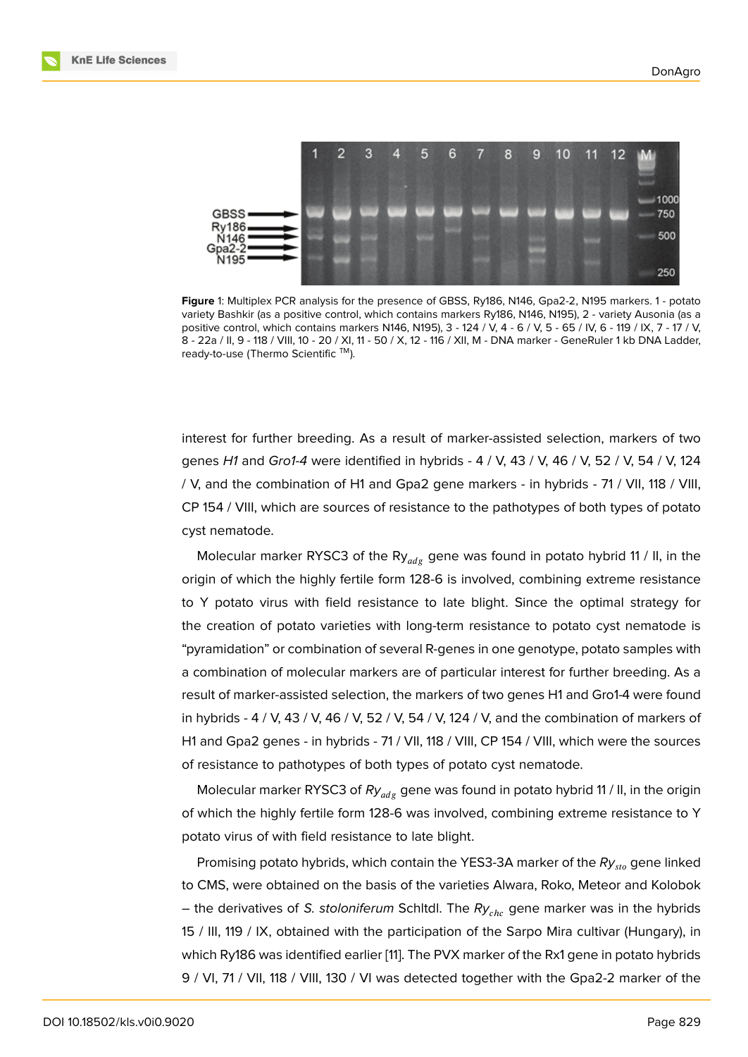**Figure** 1: Multiplex PCR analysis for the presence of GBSS, Ry186, N146, Gpa2-2, N195 markers. 1 - potato variety Bashkir (as a positive control, which contains markers Ry186, N146, N195), 2 - variety Ausonia (as a positive control, which contains markers N146, N195), 3 - 124 / V, 4 - 6 / V, 5 - 65 / IV, 6 - 119 / IX, 7 - 17 / V, 8 - 22a / II, 9 - 118 / VIII, 10 - 20 / XI, 11 - 50 / X, 12 - 116 / XII, M - DNA marker - GeneRuler 1 kb DNA Ladder, ready-to-use (Thermo Scientific ™).

interest for further breeding. As a result of marker-assisted selection, markers of two genes *H1* and *Gro1-4* were identified in hybrids - 4 / V, 43 / V, 46 / V, 52 / V, 54 / V, 124 / V, and the combination of H1 and Gpa2 gene markers - in hybrids - 71 / VII, 118 / VIII, CP 154 / VIII, which are sources of resistance to the pathotypes of both types of potato cyst nematode.

Molecular marker RYSC3 of the $Ry_{adg}$ gene was found in potato hybrid 11 / II, in the origin of which the highly fertile form 128-6 is involved, combining extreme resistance to Y potato virus with field resistance to late blight. Since the optimal strategy for the creation of potato varieties with long-term resistance to potato cyst nematode is "pyramidation" or combination of several R-genes in one genotype, potato samples with a combination of molecular markers are of particular interest for further breeding. As a result of marker-assisted selection, the markers of two genes H1 and Gro1-4 were found in hybrids - 4 / V, 43 / V, 46 / V, 52 / V, 54 / V, 124 / V, and the combination of markers of H1 and Gpa2 genes - in hybrids - 71 / VII, 118 / VIII, CP 154 / VIII, which were the sources of resistance to pathotypes of both types of potato cyst nematode.

Molecular marker RYSC3 of $Ry_{adg}$ gene was found in potato hybrid 11 / II, in the origin of which the highly fertile form 128-6 was involved, combining extreme resistance to Y potato virus of with field resistance to late blight.

Promising potato hybrids, which contain the YES3-3A marker of the $Ry_{sto}$ gene linked to CMS, were obtained on the basis of the varieties Alwara, Roko, Meteor and Kolobok – the derivatives of *S. stoloniferum* Schltdl. The $Ry_{chc}$ gene marker was in the hybrids 15 / III, 119 / IX, obtained with the participation of the Sarpo Mira cultivar (Hungary), in which Ry186 was identified earlier [11]. The PVX marker of the Rx1 gene in potato hybrids 9 / VI, 71 / VII, 118 / VIII, 130 / VI was detected together with the Gpa2-2 marker of the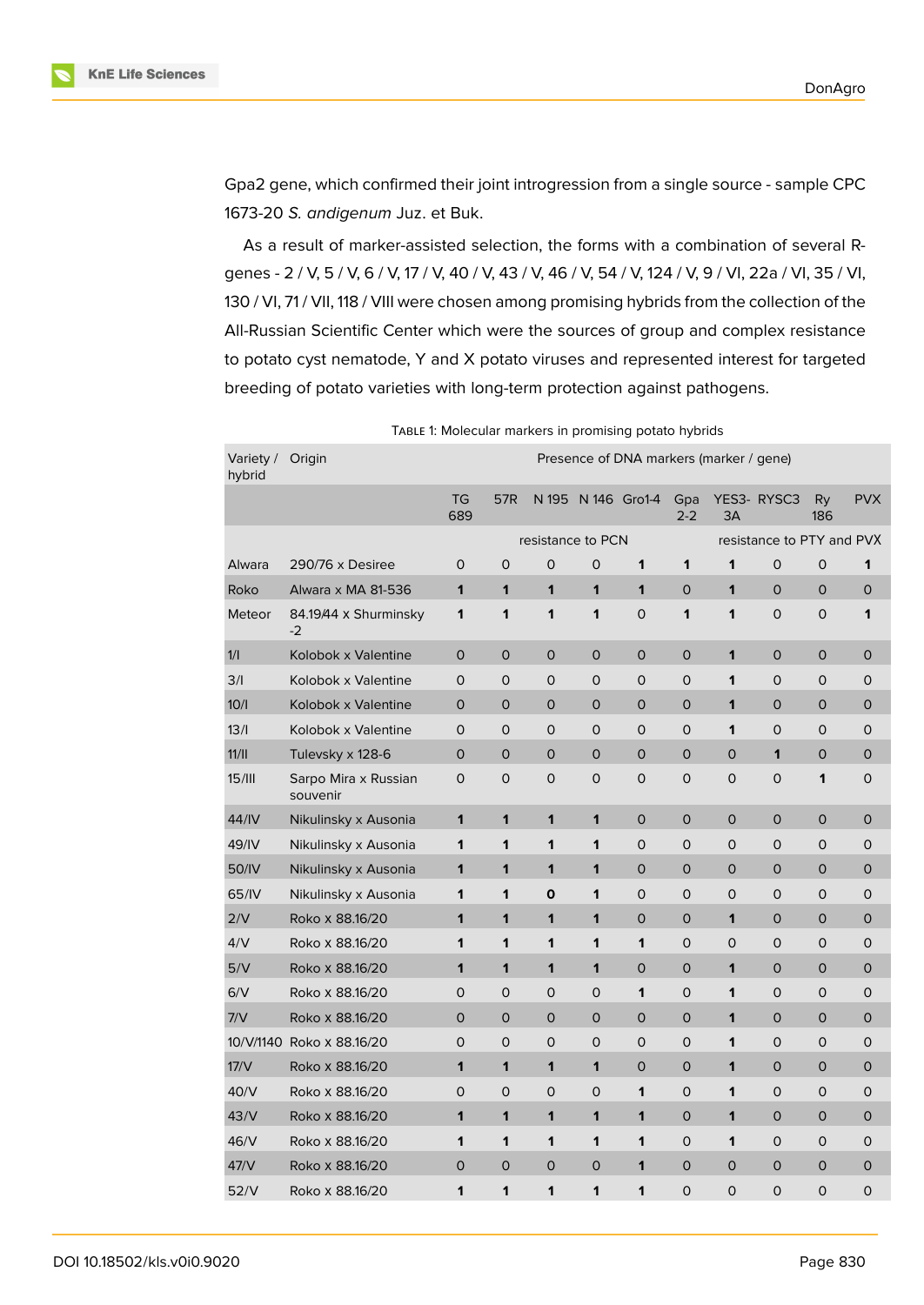Gpa2 gene, which confirmed their joint introgression from a single source - sample CPC 1673-20 *S. andigenum* Juz. et Buk.

As a result of marker-assisted selection, the forms with a combination of several R-genes - 2 / V, 5 / V, 6 / V, 17 / V, 40 / V, 43 / V, 46 / V, 54 / V, 124 / V, 9 / VI, 22a / VI, 35 / VI, 130 / VI, 71 / VII, 118 / VIII were chosen among promising hybrids from the collection of the All-Russian Scientific Center which were the sources of group and complex resistance to potato cyst nematode, Y and X potato viruses and represented interest for targeted breeding of potato varieties with long-term protection against pathogens.

Table 1: Molecular markers in promising potato hybrids

| Variety / hybrid | Origin | Presence of DNA markers (marker / gene) | | | | | | | | | |
|---|---|---|---|---|---|---|---|---|---|---|---|
| | | TG 689 | 57R | N 195 | N 146 | Gro1-4 | Gpa 2-2 | YES3-3A | RYSC3 | Ry 186 | PVX |
| | | resistance to PCN | | | | | | resistance to PTY and PVX | | | |
| Alwara | 290/76 x Desiree | 0 | 0 | 0 | 0 | **1** | **1** | **1** | 0 | 0 | **1** |
| Roko | Alwara x MA 81-536 | **1** | **1** | **1** | **1** | **1** | 0 | **1** | 0 | 0 | 0 |
| Meteor | 84.19/44 x Shurminsky -2 | **1** | **1** | **1** | **1** | 0 | **1** | **1** | 0 | 0 | **1** |
| 1/I | Kolobok x Valentine | 0 | 0 | 0 | 0 | 0 | 0 | **1** | 0 | 0 | 0 |
| 3/I | Kolobok x Valentine | 0 | 0 | 0 | 0 | 0 | 0 | **1** | 0 | 0 | 0 |
| 10/I | Kolobok x Valentine | 0 | 0 | 0 | 0 | 0 | 0 | **1** | 0 | 0 | 0 |
| 13/I | Kolobok x Valentine | 0 | 0 | 0 | 0 | 0 | 0 | **1** | 0 | 0 | 0 |
| 11/II | Tulevsky x 128-6 | 0 | 0 | 0 | 0 | 0 | 0 | 0 | **1** | 0 | 0 |
| 15/III | Sarpo Mira x Russian souvenir | 0 | 0 | 0 | 0 | 0 | 0 | 0 | 0 | **1** | 0 |
| 44/IV | Nikulinsky x Ausonia | **1** | **1** | **1** | **1** | 0 | 0 | 0 | 0 | 0 | 0 |
| 49/IV | Nikulinsky x Ausonia | **1** | **1** | **1** | **1** | 0 | 0 | 0 | 0 | 0 | 0 |
| 50/IV | Nikulinsky x Ausonia | **1** | **1** | **1** | **1** | 0 | 0 | 0 | 0 | 0 | 0 |
| 65/IV | Nikulinsky x Ausonia | **1** | **1** | **0** | **1** | 0 | 0 | 0 | 0 | 0 | 0 |
| 2/V | Roko x 88.16/20 | **1** | **1** | **1** | **1** | 0 | 0 | **1** | 0 | 0 | 0 |
| 4/V | Roko x 88.16/20 | **1** | **1** | **1** | **1** | **1** | 0 | 0 | 0 | 0 | 0 |
| 5/V | Roko x 88.16/20 | **1** | **1** | **1** | **1** | 0 | 0 | **1** | 0 | 0 | 0 |
| 6/V | Roko x 88.16/20 | 0 | 0 | 0 | 0 | **1** | 0 | **1** | 0 | 0 | 0 |
| 7/V | Roko x 88.16/20 | 0 | 0 | 0 | 0 | 0 | 0 | **1** | 0 | 0 | 0 |
| 10/V/1140 | Roko x 88.16/20 | 0 | 0 | 0 | 0 | 0 | 0 | **1** | 0 | 0 | 0 |
| 17/V | Roko x 88.16/20 | **1** | **1** | **1** | **1** | 0 | 0 | **1** | 0 | 0 | 0 |
| 40/V | Roko x 88.16/20 | 0 | 0 | 0 | 0 | **1** | 0 | **1** | 0 | 0 | 0 |
| 43/V | Roko x 88.16/20 | **1** | **1** | **1** | **1** | **1** | 0 | **1** | 0 | 0 | 0 |
| 46/V | Roko x 88.16/20 | **1** | **1** | **1** | **1** | **1** | 0 | **1** | 0 | 0 | 0 |
| 47/V | Roko x 88.16/20 | 0 | 0 | 0 | 0 | **1** | 0 | 0 | 0 | 0 | 0 |
| 52/V | Roko x 88.16/20 | **1** | **1** | **1** | **1** | **1** | 0 | 0 | 0 | 0 | 0 |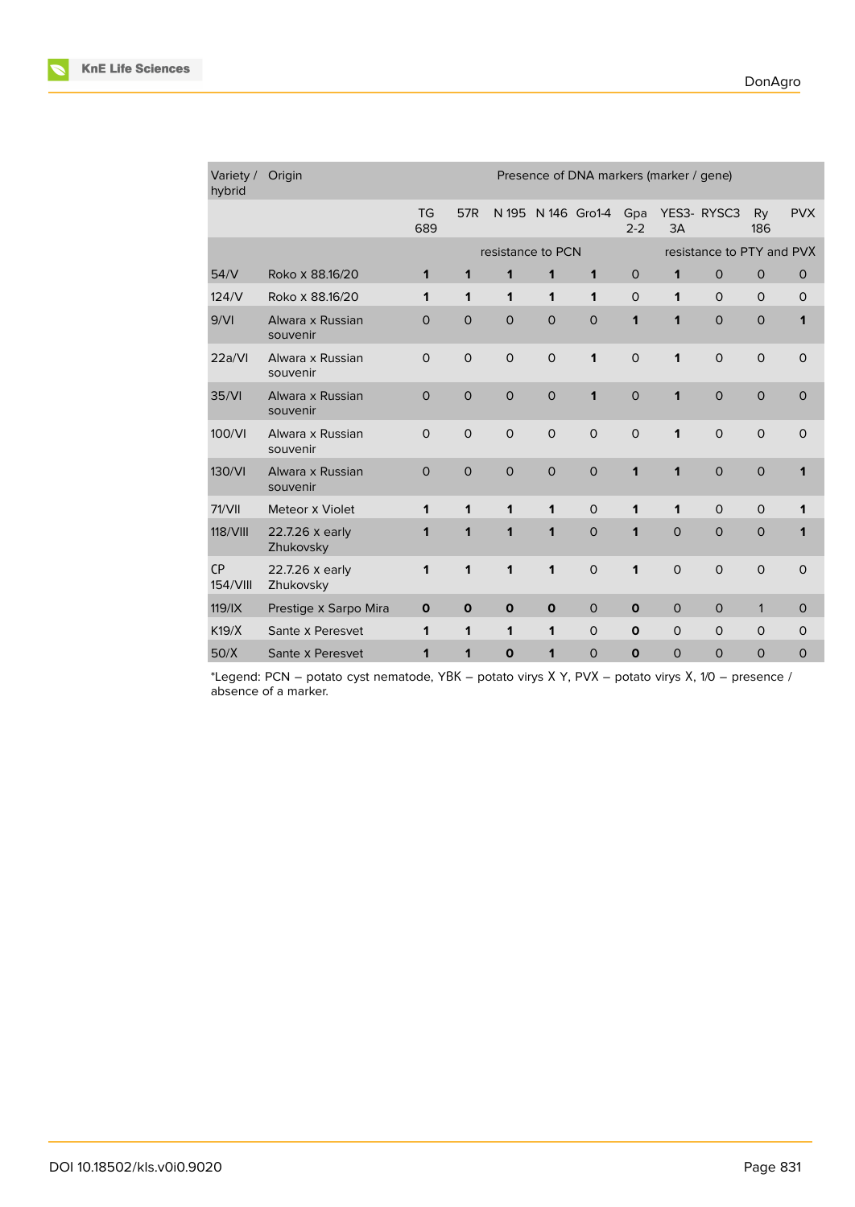| Variety / hybrid | Origin | Presence of DNA markers (marker / gene) | | | | | | | | | |
|---|---|---|---|---|---|---|---|---|---|---|---|
| | | TG 689 | 57R | N 195 | N 146 | Gro1-4 | Gpa 2-2 | YES3-3A | RYSC3 | Ry 186 | PVX |
| | | resistance to PCN | | | | | | resistance to PTY and PVX | | | |
| 54/V | Roko x 88.16/20 | **1** | **1** | **1** | **1** | **1** | 0 | **1** | 0 | 0 | 0 |
| 124/V | Roko x 88.16/20 | **1** | **1** | **1** | **1** | **1** | 0 | **1** | 0 | 0 | 0 |
| 9/VI | Alwara x Russian souvenir | 0 | 0 | 0 | 0 | 0 | **1** | **1** | 0 | 0 | **1** |
| 22a/VI | Alwara x Russian souvenir | 0 | 0 | 0 | 0 | **1** | 0 | **1** | 0 | 0 | 0 |
| 35/VI | Alwara x Russian souvenir | 0 | 0 | 0 | 0 | **1** | 0 | **1** | 0 | 0 | 0 |
| 100/VI | Alwara x Russian souvenir | 0 | 0 | 0 | 0 | 0 | 0 | **1** | 0 | 0 | 0 |
| 130/VI | Alwara x Russian souvenir | 0 | 0 | 0 | 0 | 0 | **1** | **1** | 0 | 0 | **1** |
| 71/VII | Meteor x Violet | **1** | **1** | **1** | **1** | 0 | **1** | **1** | 0 | 0 | **1** |
| 118/VIII | 22.7.26 x early Zhukovsky | **1** | **1** | **1** | **1** | 0 | **1** | 0 | 0 | 0 | **1** |
| CP 154/VIII | 22.7.26 x early Zhukovsky | **1** | **1** | **1** | **1** | 0 | **1** | 0 | 0 | 0 | 0 |
| 119/IX | Prestige x Sarpo Mira | **0** | **0** | **0** | **0** | 0 | **0** | 0 | 0 | 1 | 0 |
| K19/X | Sante x Peresvet | **1** | **1** | **1** | **1** | 0 | **0** | 0 | 0 | 0 | 0 |
| 50/X | Sante x Peresvet | **1** | **1** | **0** | **1** | 0 | **0** | 0 | 0 | 0 | 0 |

*Legend: PCN – potato cyst nematode, YBK – potato virys X Y, PVX – potato virys X, 1/0 – presence / absence of a marker.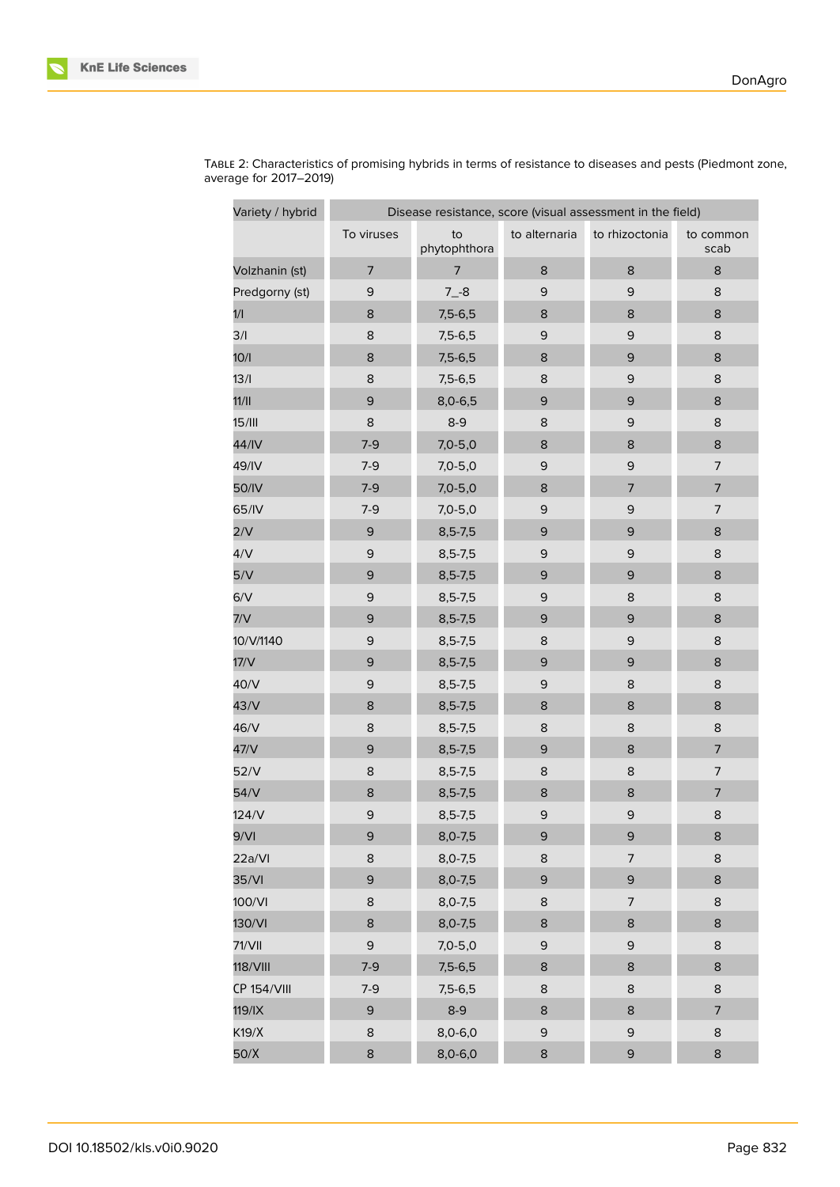TABLE 2: Characteristics of promising hybrids in terms of resistance to diseases and pests (Piedmont zone, average for 2017–2019)

| Variety / hybrid | Disease resistance, score (visual assessment in the field) | | | | |
|---|---|---|---|---|---|
| | To viruses | to phytophthora | to alternaria | to rhizoctonia | to common scab |
| Volzhanin (st) | 7 | 7 | 8 | 8 | 8 |
| Predgorny (st) | 9 | 7_-8 | 9 | 9 | 8 |
| 1/I | 8 | 7,5-6,5 | 8 | 8 | 8 |
| 3/I | 8 | 7,5-6,5 | 9 | 9 | 8 |
| 10/I | 8 | 7,5-6,5 | 8 | 9 | 8 |
| 13/I | 8 | 7,5-6,5 | 8 | 9 | 8 |
| 11/II | 9 | 8,0-6,5 | 9 | 9 | 8 |
| 15/III | 8 | 8-9 | 8 | 9 | 8 |
| 44/IV | 7-9 | 7,0-5,0 | 8 | 8 | 8 |
| 49/IV | 7-9 | 7,0-5,0 | 9 | 9 | 7 |
| 50/IV | 7-9 | 7,0-5,0 | 8 | 7 | 7 |
| 65/IV | 7-9 | 7,0-5,0 | 9 | 9 | 7 |
| 2/V | 9 | 8,5-7,5 | 9 | 9 | 8 |
| 4/V | 9 | 8,5-7,5 | 9 | 9 | 8 |
| 5/V | 9 | 8,5-7,5 | 9 | 9 | 8 |
| 6/V | 9 | 8,5-7,5 | 9 | 8 | 8 |
| 7/V | 9 | 8,5-7,5 | 9 | 9 | 8 |
| 10/V/1140 | 9 | 8,5-7,5 | 8 | 9 | 8 |
| 17/V | 9 | 8,5-7,5 | 9 | 9 | 8 |
| 40/V | 9 | 8,5-7,5 | 9 | 8 | 8 |
| 43/V | 8 | 8,5-7,5 | 8 | 8 | 8 |
| 46/V | 8 | 8,5-7,5 | 8 | 8 | 8 |
| 47/V | 9 | 8,5-7,5 | 9 | 8 | 7 |
| 52/V | 8 | 8,5-7,5 | 8 | 8 | 7 |
| 54/V | 8 | 8,5-7,5 | 8 | 8 | 7 |
| 124/V | 9 | 8,5-7,5 | 9 | 9 | 8 |
| 9/VI | 9 | 8,0-7,5 | 9 | 9 | 8 |
| 22a/VI | 8 | 8,0-7,5 | 8 | 7 | 8 |
| 35/VI | 9 | 8,0-7,5 | 9 | 9 | 8 |
| 100/VI | 8 | 8,0-7,5 | 8 | 7 | 8 |
| 130/VI | 8 | 8,0-7,5 | 8 | 8 | 8 |
| 71/VII | 9 | 7,0-5,0 | 9 | 9 | 8 |
| 118/VIII | 7-9 | 7,5-6,5 | 8 | 8 | 8 |
| CP 154/VIII | 7-9 | 7,5-6,5 | 8 | 8 | 8 |
| 119/IX | 9 | 8-9 | 8 | 8 | 7 |
| K19/X | 8 | 8,0-6,0 | 9 | 9 | 8 |
| 50/X | 8 | 8,0-6,0 | 8 | 9 | 8 |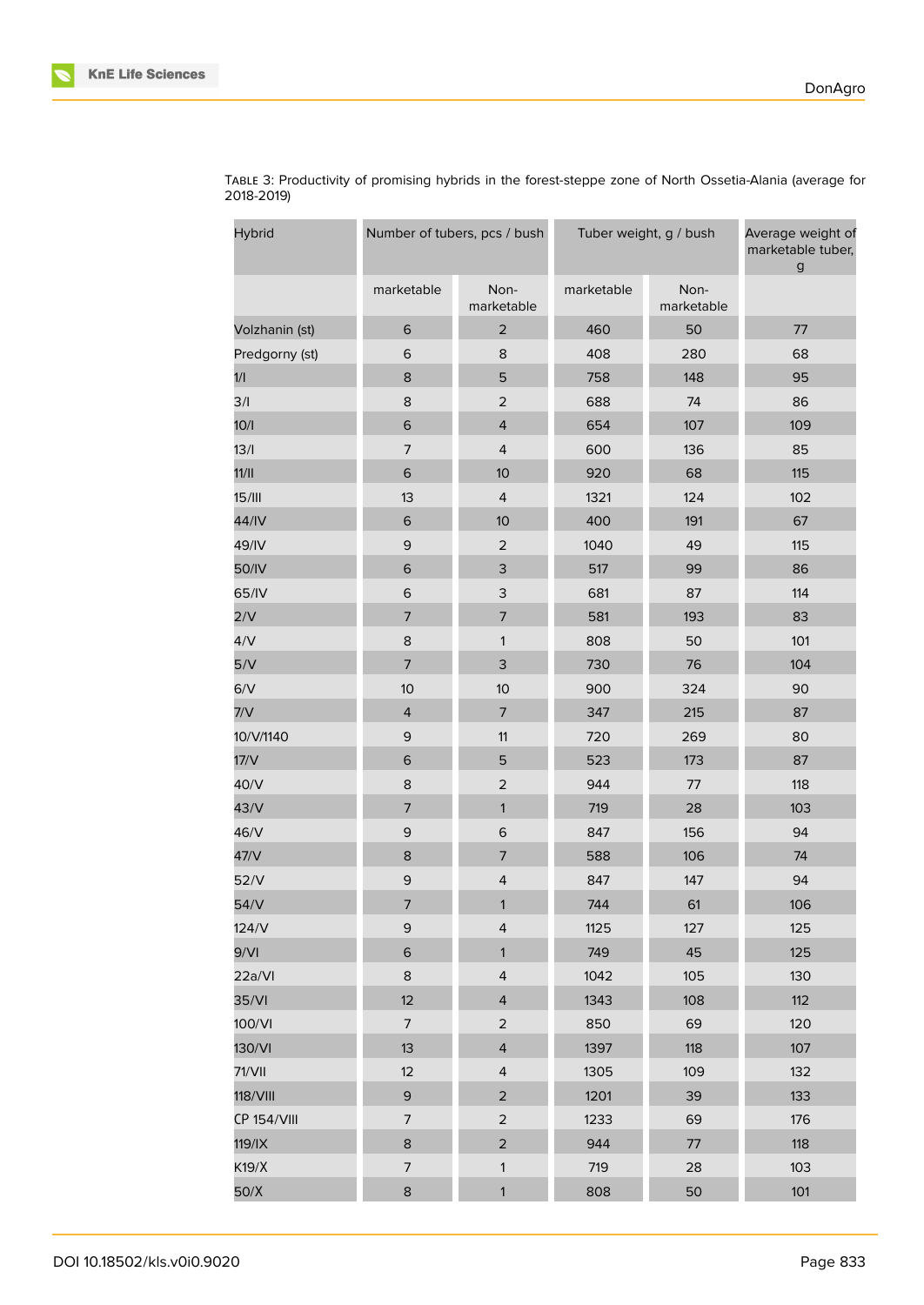Table 3: Productivity of promising hybrids in the forest-steppe zone of North Ossetia-Alania (average for 2018-2019)

| Hybrid | Number of tubers, pcs / bush | | Tuber weight, g / bush | | Average weight of marketable tuber, g |
|---|---|---|---|---|---|
| | marketable | Non-marketable | marketable | Non-marketable | |
| Volzhanin (st) | 6 | 2 | 460 | 50 | 77 |
| Predgorny (st) | 6 | 8 | 408 | 280 | 68 |
| 1/I | 8 | 5 | 758 | 148 | 95 |
| 3/I | 8 | 2 | 688 | 74 | 86 |
| 10/I | 6 | 4 | 654 | 107 | 109 |
| 13/I | 7 | 4 | 600 | 136 | 85 |
| 11/II | 6 | 10 | 920 | 68 | 115 |
| 15/III | 13 | 4 | 1321 | 124 | 102 |
| 44/IV | 6 | 10 | 400 | 191 | 67 |
| 49/IV | 9 | 2 | 1040 | 49 | 115 |
| 50/IV | 6 | 3 | 517 | 99 | 86 |
| 65/IV | 6 | 3 | 681 | 87 | 114 |
| 2/V | 7 | 7 | 581 | 193 | 83 |
| 4/V | 8 | 1 | 808 | 50 | 101 |
| 5/V | 7 | 3 | 730 | 76 | 104 |
| 6/V | 10 | 10 | 900 | 324 | 90 |
| 7/V | 4 | 7 | 347 | 215 | 87 |
| 10/V/1140 | 9 | 11 | 720 | 269 | 80 |
| 17/V | 6 | 5 | 523 | 173 | 87 |
| 40/V | 8 | 2 | 944 | 77 | 118 |
| 43/V | 7 | 1 | 719 | 28 | 103 |
| 46/V | 9 | 6 | 847 | 156 | 94 |
| 47/V | 8 | 7 | 588 | 106 | 74 |
| 52/V | 9 | 4 | 847 | 147 | 94 |
| 54/V | 7 | 1 | 744 | 61 | 106 |
| 124/V | 9 | 4 | 1125 | 127 | 125 |
| 9/VI | 6 | 1 | 749 | 45 | 125 |
| 22a/VI | 8 | 4 | 1042 | 105 | 130 |
| 35/VI | 12 | 4 | 1343 | 108 | 112 |
| 100/VI | 7 | 2 | 850 | 69 | 120 |
| 130/VI | 13 | 4 | 1397 | 118 | 107 |
| 71/VII | 12 | 4 | 1305 | 109 | 132 |
| 118/VIII | 9 | 2 | 1201 | 39 | 133 |
| CP 154/VIII | 7 | 2 | 1233 | 69 | 176 |
| 119/IX | 8 | 2 | 944 | 77 | 118 |
| K19/X | 7 | 1 | 719 | 28 | 103 |
| 50/X | 8 | 1 | 808 | 50 | 101 |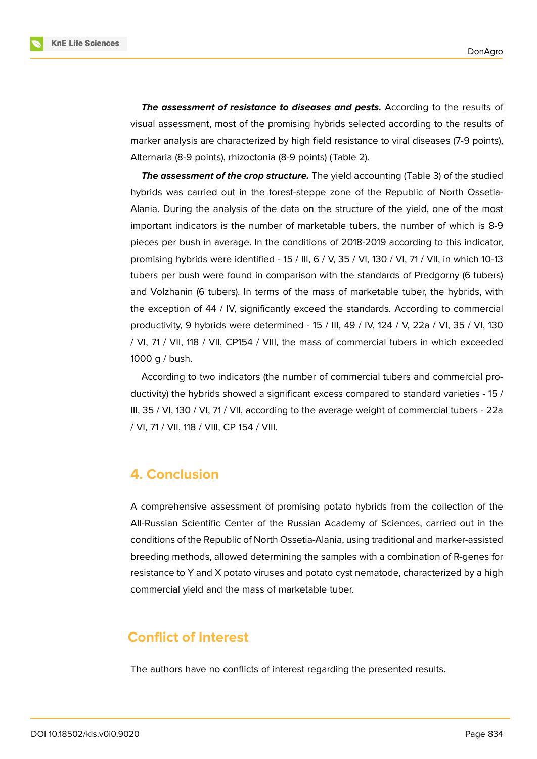***The assessment of resistance to diseases and pests.*** According to the results of visual assessment, most of the promising hybrids selected according to the results of marker analysis are characterized by high field resistance to viral diseases (7-9 points), Alternaria (8-9 points), rhizoctonia (8-9 points) (Table 2).

***The assessment of the crop structure.*** The yield accounting (Table 3) of the studied hybrids was carried out in the forest-steppe zone of the Republic of North Ossetia-Alania. During the analysis of the data on the structure of the yield, one of the most important indicators is the number of marketable tubers, the number of which is 8-9 pieces per bush in average. In the conditions of 2018-2019 according to this indicator, promising hybrids were identified - 15 / III, 6 / V, 35 / VI, 130 / VI, 71 / VII, in which 10-13 tubers per bush were found in comparison with the standards of Predgorny (6 tubers) and Volzhanin (6 tubers). In terms of the mass of marketable tuber, the hybrids, with the exception of 44 / IV, significantly exceed the standards. According to commercial productivity, 9 hybrids were determined - 15 / III, 49 / IV, 124 / V, 22a / VI, 35 / VI, 130 / VI, 71 / VII, 118 / VII, CP154 / VIII, the mass of commercial tubers in which exceeded 1000 g / bush.

According to two indicators (the number of commercial tubers and commercial productivity) the hybrids showed a significant excess compared to standard varieties - 15 / III, 35 / VI, 130 / VI, 71 / VII, according to the average weight of commercial tubers - 22a / VI, 71 / VII, 118 / VIII, CP 154 / VIII.

## 4. Conclusion

A comprehensive assessment of promising potato hybrids from the collection of the All-Russian Scientific Center of the Russian Academy of Sciences, carried out in the conditions of the Republic of North Ossetia-Alania, using traditional and marker-assisted breeding methods, allowed determining the samples with a combination of R-genes for resistance to Y and X potato viruses and potato cyst nematode, characterized by a high commercial yield and the mass of marketable tuber.

## Conflict of Interest

The authors have no conflicts of interest regarding the presented results.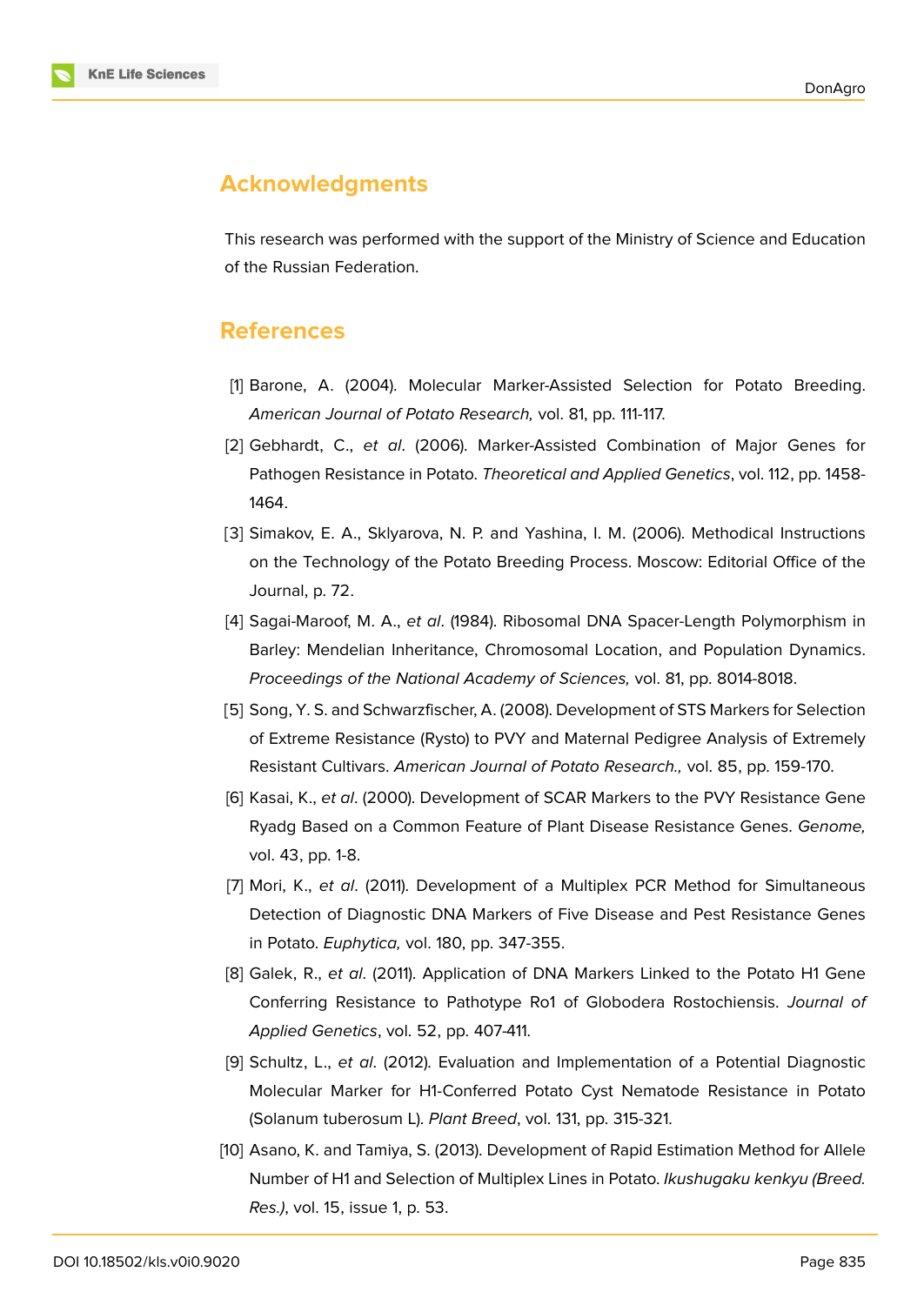## Acknowledgments

This research was performed with the support of the Ministry of Science and Education of the Russian Federation.

## References

[1] Barone, A. (2004). Molecular Marker-Assisted Selection for Potato Breeding. *American Journal of Potato Research,* vol. 81, pp. 111-117.

[2] Gebhardt, C., *et al*. (2006). Marker-Assisted Combination of Major Genes for Pathogen Resistance in Potato. *Theoretical and Applied Genetics*, vol. 112, pp. 1458-1464.

[3] Simakov, E. A., Sklyarova, N. P. and Yashina, I. M. (2006). Methodical Instructions on the Technology of the Potato Breeding Process. Moscow: Editorial Office of the Journal, p. 72.

[4] Sagai-Maroof, M. A., *et al*. (1984). Ribosomal DNA Spacer-Length Polymorphism in Barley: Mendelian Inheritance, Chromosomal Location, and Population Dynamics. *Proceedings of the National Academy of Sciences,* vol. 81, pp. 8014-8018.

[5] Song, Y. S. and Schwarzfischer, A. (2008). Development of STS Markers for Selection of Extreme Resistance (Rysto) to PVY and Maternal Pedigree Analysis of Extremely Resistant Cultivars. *American Journal of Potato Research.,* vol. 85, pp. 159-170.

[6] Kasai, K., *et al*. (2000). Development of SCAR Markers to the PVY Resistance Gene Ryadg Based on a Common Feature of Plant Disease Resistance Genes. *Genome,* vol. 43, pp. 1-8.

[7] Mori, K., *et al*. (2011). Development of a Multiplex PCR Method for Simultaneous Detection of Diagnostic DNA Markers of Five Disease and Pest Resistance Genes in Potato. *Euphytica,* vol. 180, pp. 347-355.

[8] Galek, R., *et al*. (2011). Application of DNA Markers Linked to the Potato H1 Gene Conferring Resistance to Pathotype Ro1 of Globodera Rostochiensis. *Journal of Applied Genetics*, vol. 52, pp. 407-411.

[9] Schultz, L., *et al*. (2012). Evaluation and Implementation of a Potential Diagnostic Molecular Marker for H1-Conferred Potato Cyst Nematode Resistance in Potato (Solanum tuberosum L). *Plant Breed*, vol. 131, pp. 315-321.

[10] Asano, K. and Tamiya, S. (2013). Development of Rapid Estimation Method for Allele Number of H1 and Selection of Multiplex Lines in Potato. *Ikushugaku kenkyu (Breed. Res.)*, vol. 15, issue 1, p. 53.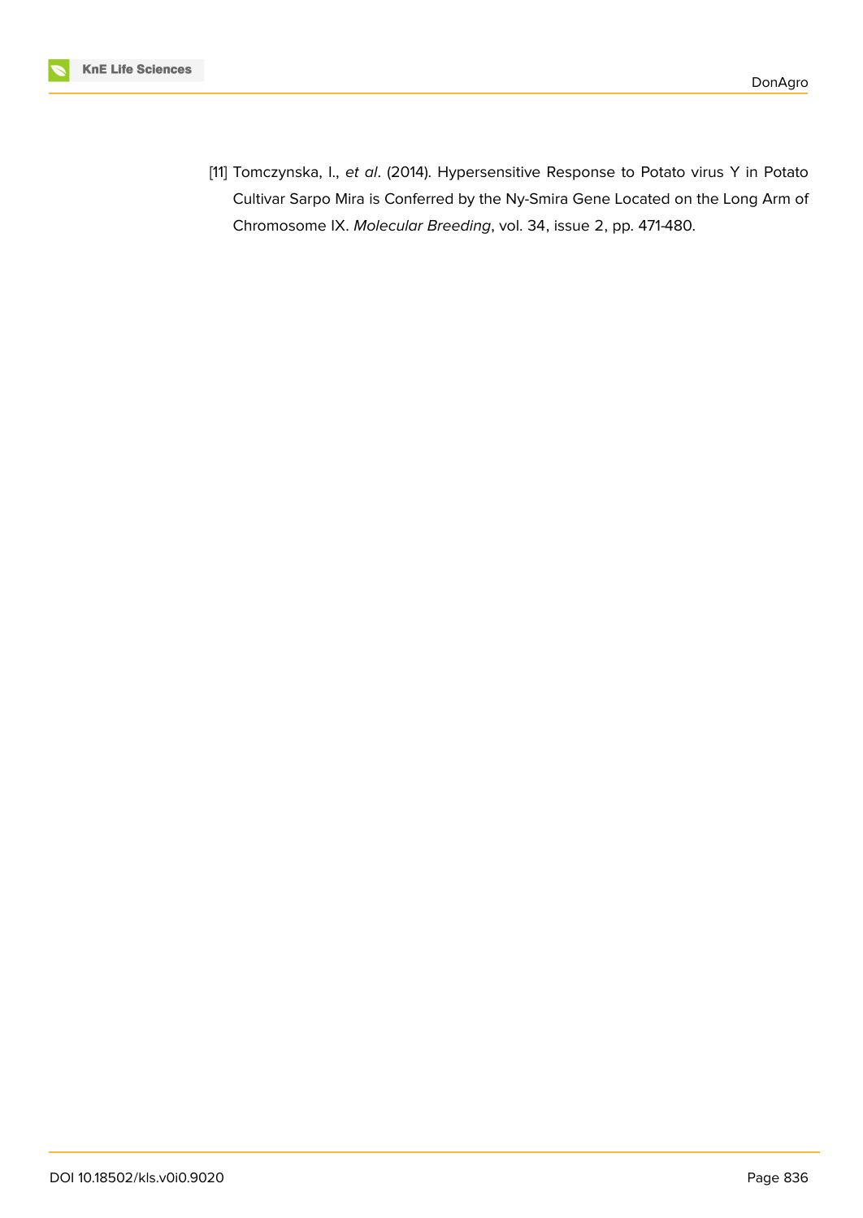[11] Tomczynska, I., *et al*. (2014). Hypersensitive Response to Potato virus Y in Potato Cultivar Sarpo Mira is Conferred by the Ny-Smira Gene Located on the Long Arm of Chromosome IX. *Molecular Breeding*, vol. 34, issue 2, pp. 471-480.